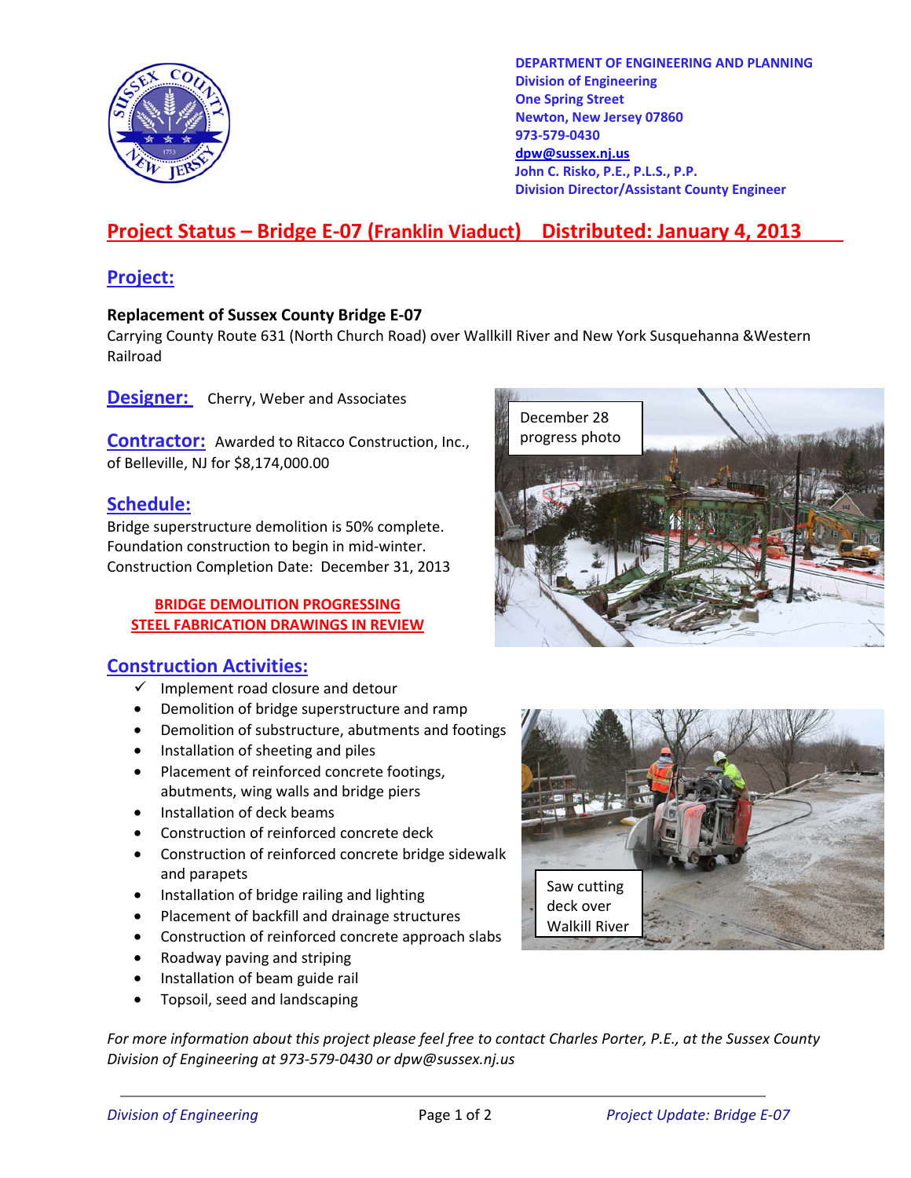DEPARTMENT OF ENGINEERING AND PLANNING
Division of Engineering
One Spring Street
Newton, New Jersey 07860
973-579-0430
dpw@sussex.nj.us
John C. Risko, P.E., P.L.S., P.P.
Division Director/Assistant County Engineer

# Project Status – Bridge E-07 (Franklin Viaduct) Distributed: January 4, 2013

## Project:

**Replacement of Sussex County Bridge E-07**
Carrying County Route 631 (North Church Road) over Wallkill River and New York Susquehanna &Western Railroad

## Designer:

Cherry, Weber and Associates

## Contractor:

Awarded to Ritacco Construction, Inc., of Belleville, NJ for $8,174,000.00

## Schedule:

Bridge superstructure demolition is 50% complete.
Foundation construction to begin in mid-winter.
Construction Completion Date: December 31, 2013

**BRIDGE DEMOLITION PROGRESSING**
**STEEL FABRICATION DRAWINGS IN REVIEW**

December 28 progress photo

## Construction Activities:

- ✓ Implement road closure and detour
- Demolition of bridge superstructure and ramp
- Demolition of substructure, abutments and footings
- Installation of sheeting and piles
- Placement of reinforced concrete footings, abutments, wing walls and bridge piers
- Installation of deck beams
- Construction of reinforced concrete deck
- Construction of reinforced concrete bridge sidewalk and parapets
- Installation of bridge railing and lighting
- Placement of backfill and drainage structures
- Construction of reinforced concrete approach slabs
- Roadway paving and striping
- Installation of beam guide rail
- Topsoil, seed and landscaping

Saw cutting deck over Walkill River

*For more information about this project please feel free to contact Charles Porter, P.E., at the Sussex County Division of Engineering at 973-579-0430 or dpw@sussex.nj.us*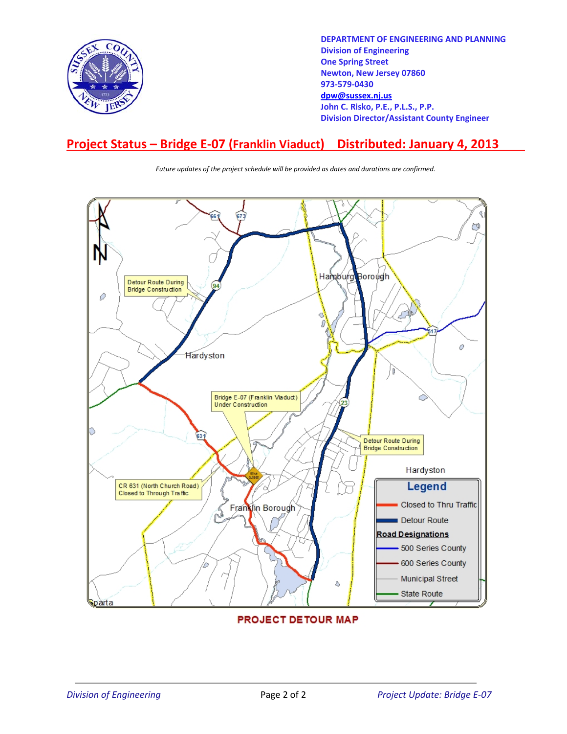**DEPARTMENT OF ENGINEERING AND PLANNING**
**Division of Engineering**
**One Spring Street**
**Newton, New Jersey 07860**
**973-579-0430**
**dpw@sussex.nj.us**
**John C. Risko, P.E., P.L.S., P.P.**
**Division Director/Assistant County Engineer**

## Project Status – Bridge E-07 (Franklin Viaduct)    Distributed: January 4, 2013

*Future updates of the project schedule will be provided as dates and durations are confirmed.*

Detour Route During Bridge Construction

Hamburg Borough

Hardyston

Bridge E-07 (Franklin Viaduct) Under Construction

Detour Route During Bridge Construction

CR 631 (North Church Road) Closed to Through Traffic

Franklin Borough

Hardyston

Sparta

661

673

94

517

23

631

**Legend**

Closed to Thru Traffic

Detour Route

**Road Designations**

500 Series County

600 Series County

Municipal Street

State Route

**PROJECT DETOUR MAP**